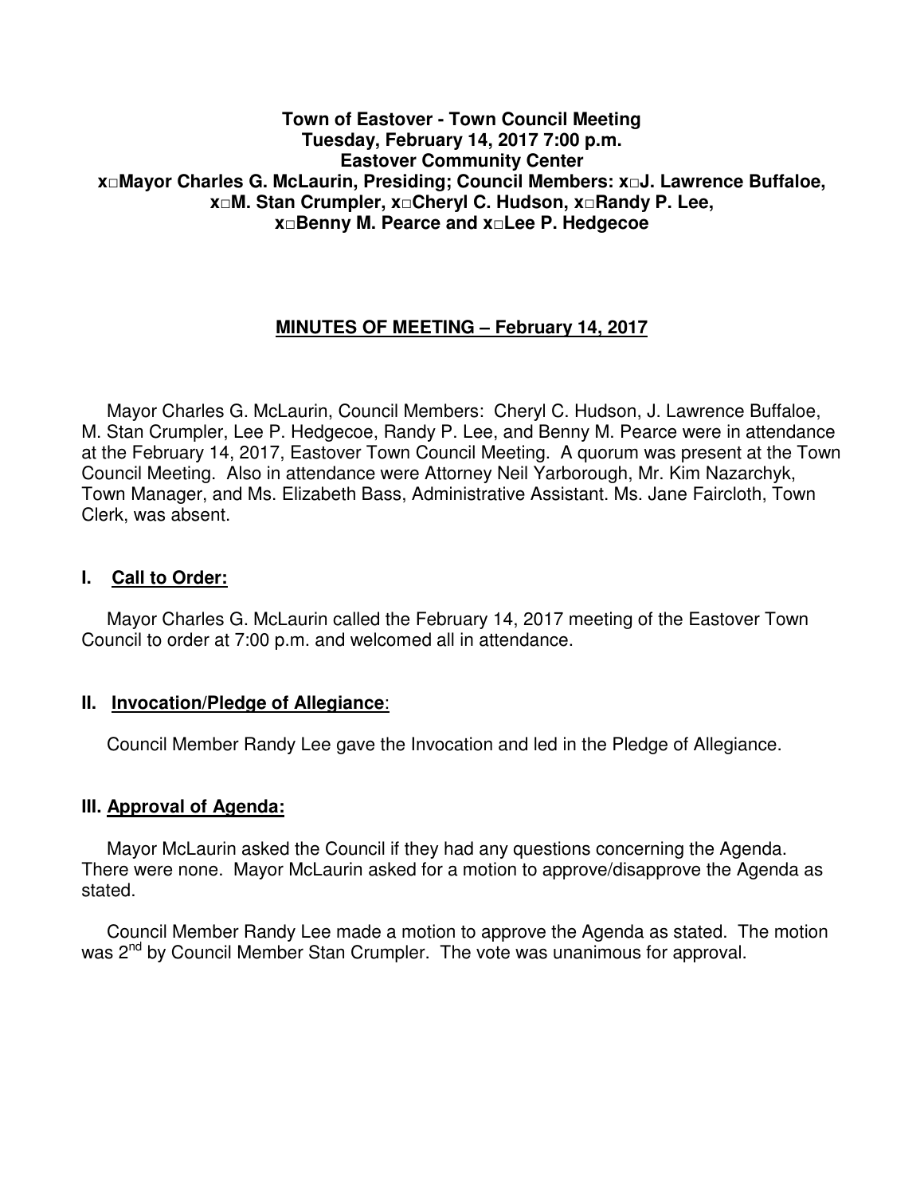**Town of Eastover - Town Council Meeting**
**Tuesday, February 14, 2017 7:00 p.m.**
**Eastover Community Center**
**x□Mayor Charles G. McLaurin, Presiding; Council Members: x□J. Lawrence Buffaloe, x□M. Stan Crumpler, x□Cheryl C. Hudson, x□Randy P. Lee, x□Benny M. Pearce and x□Lee P. Hedgecoe**

## MINUTES OF MEETING – February 14, 2017

Mayor Charles G. McLaurin, Council Members: Cheryl C. Hudson, J. Lawrence Buffaloe, M. Stan Crumpler, Lee P. Hedgecoe, Randy P. Lee, and Benny M. Pearce were in attendance at the February 14, 2017, Eastover Town Council Meeting. A quorum was present at the Town Council Meeting. Also in attendance were Attorney Neil Yarborough, Mr. Kim Nazarchyk, Town Manager, and Ms. Elizabeth Bass, Administrative Assistant. Ms. Jane Faircloth, Town Clerk, was absent.

### I. Call to Order:

Mayor Charles G. McLaurin called the February 14, 2017 meeting of the Eastover Town Council to order at 7:00 p.m. and welcomed all in attendance.

### II. Invocation/Pledge of Allegiance:

Council Member Randy Lee gave the Invocation and led in the Pledge of Allegiance.

### III. Approval of Agenda:

Mayor McLaurin asked the Council if they had any questions concerning the Agenda. There were none. Mayor McLaurin asked for a motion to approve/disapprove the Agenda as stated.

Council Member Randy Lee made a motion to approve the Agenda as stated. The motion was 2nd by Council Member Stan Crumpler. The vote was unanimous for approval.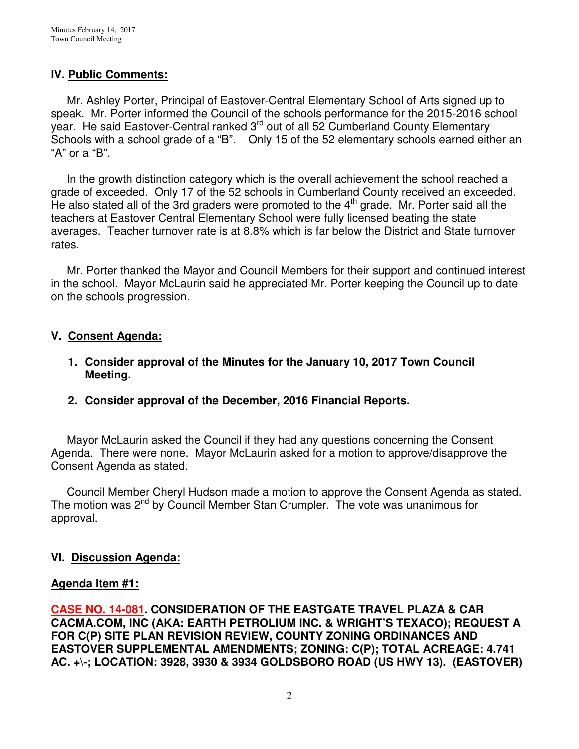## IV. Public Comments:

Mr. Ashley Porter, Principal of Eastover-Central Elementary School of Arts signed up to speak. Mr. Porter informed the Council of the schools performance for the 2015-2016 school year. He said Eastover-Central ranked 3rd out of all 52 Cumberland County Elementary Schools with a school grade of a "B". Only 15 of the 52 elementary schools earned either an "A" or a "B".

In the growth distinction category which is the overall achievement the school reached a grade of exceeded. Only 17 of the 52 schools in Cumberland County received an exceeded. He also stated all of the 3rd graders were promoted to the 4th grade. Mr. Porter said all the teachers at Eastover Central Elementary School were fully licensed beating the state averages. Teacher turnover rate is at 8.8% which is far below the District and State turnover rates.

Mr. Porter thanked the Mayor and Council Members for their support and continued interest in the school. Mayor McLaurin said he appreciated Mr. Porter keeping the Council up to date on the schools progression.

## V. Consent Agenda:

1. **Consider approval of the Minutes for the January 10, 2017 Town Council Meeting.**

2. **Consider approval of the December, 2016 Financial Reports.**

Mayor McLaurin asked the Council if they had any questions concerning the Consent Agenda. There were none. Mayor McLaurin asked for a motion to approve/disapprove the Consent Agenda as stated.

Council Member Cheryl Hudson made a motion to approve the Consent Agenda as stated. The motion was 2nd by Council Member Stan Crumpler. The vote was unanimous for approval.

## VI. Discussion Agenda:

### Agenda Item #1:

**CASE NO. 14-081. CONSIDERATION OF THE EASTGATE TRAVEL PLAZA & CAR CACMA.COM, INC (AKA: EARTH PETROLIUM INC. & WRIGHT'S TEXACO); REQUEST A FOR C(P) SITE PLAN REVISION REVIEW, COUNTY ZONING ORDINANCES AND EASTOVER SUPPLEMENTAL AMENDMENTS; ZONING: C(P); TOTAL ACREAGE: 4.741 AC. +\-; LOCATION: 3928, 3930 & 3934 GOLDSBORO ROAD (US HWY 13). (EASTOVER)**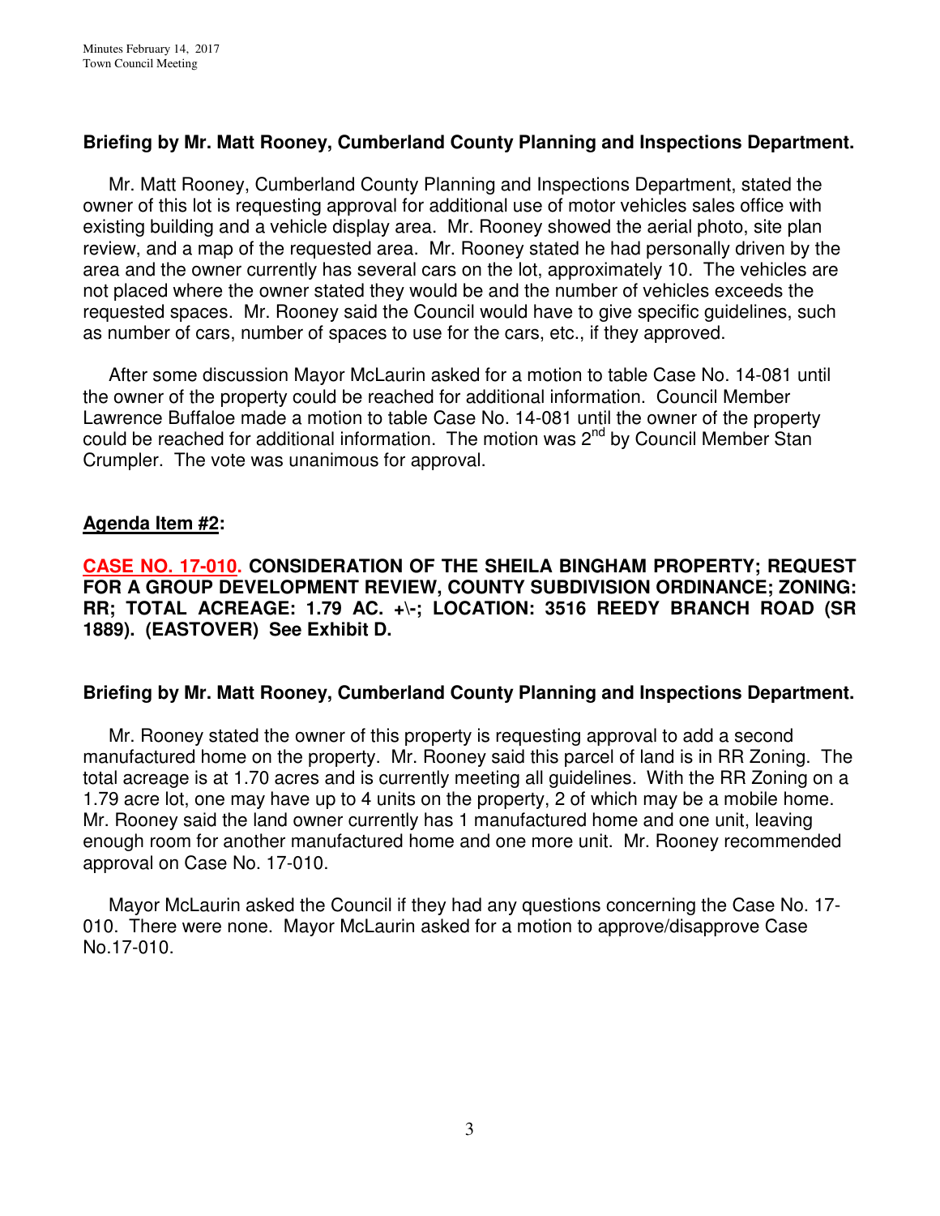**Briefing by Mr. Matt Rooney, Cumberland County Planning and Inspections Department.**

Mr. Matt Rooney, Cumberland County Planning and Inspections Department, stated the owner of this lot is requesting approval for additional use of motor vehicles sales office with existing building and a vehicle display area. Mr. Rooney showed the aerial photo, site plan review, and a map of the requested area. Mr. Rooney stated he had personally driven by the area and the owner currently has several cars on the lot, approximately 10. The vehicles are not placed where the owner stated they would be and the number of vehicles exceeds the requested spaces. Mr. Rooney said the Council would have to give specific guidelines, such as number of cars, number of spaces to use for the cars, etc., if they approved.

After some discussion Mayor McLaurin asked for a motion to table Case No. 14-081 until the owner of the property could be reached for additional information. Council Member Lawrence Buffaloe made a motion to table Case No. 14-081 until the owner of the property could be reached for additional information. The motion was 2nd by Council Member Stan Crumpler. The vote was unanimous for approval.

**Agenda Item #2:**

**CASE NO. 17-010. CONSIDERATION OF THE SHEILA BINGHAM PROPERTY; REQUEST FOR A GROUP DEVELOPMENT REVIEW, COUNTY SUBDIVISION ORDINANCE; ZONING: RR; TOTAL ACREAGE: 1.79 AC. +\-; LOCATION: 3516 REEDY BRANCH ROAD (SR 1889). (EASTOVER) See Exhibit D.**

**Briefing by Mr. Matt Rooney, Cumberland County Planning and Inspections Department.**

Mr. Rooney stated the owner of this property is requesting approval to add a second manufactured home on the property. Mr. Rooney said this parcel of land is in RR Zoning. The total acreage is at 1.70 acres and is currently meeting all guidelines. With the RR Zoning on a 1.79 acre lot, one may have up to 4 units on the property, 2 of which may be a mobile home. Mr. Rooney said the land owner currently has 1 manufactured home and one unit, leaving enough room for another manufactured home and one more unit. Mr. Rooney recommended approval on Case No. 17-010.

Mayor McLaurin asked the Council if they had any questions concerning the Case No. 17-010. There were none. Mayor McLaurin asked for a motion to approve/disapprove Case No.17-010.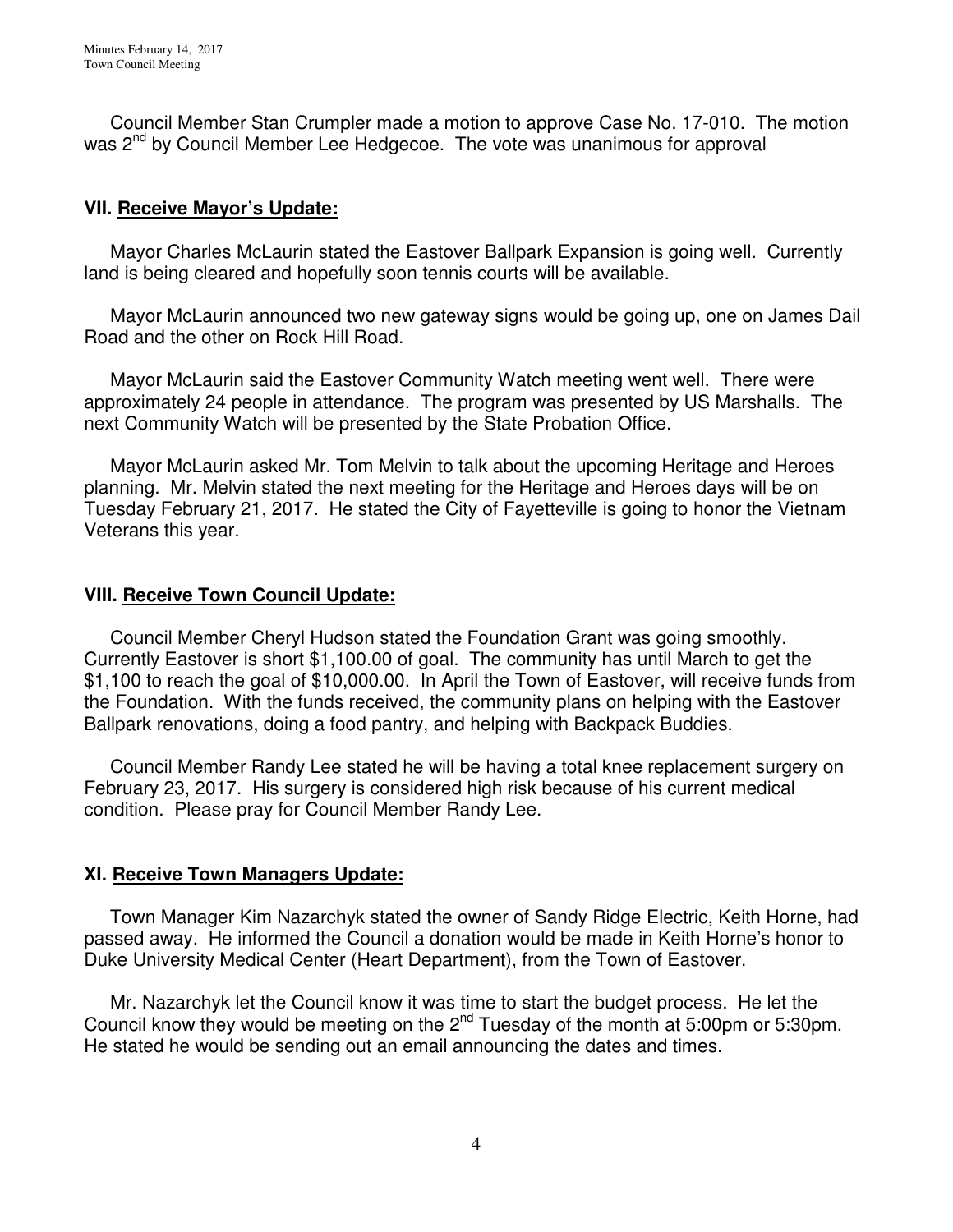Council Member Stan Crumpler made a motion to approve Case No. 17-010. The motion was 2nd by Council Member Lee Hedgecoe. The vote was unanimous for approval

## VII. Receive Mayor's Update:

Mayor Charles McLaurin stated the Eastover Ballpark Expansion is going well. Currently land is being cleared and hopefully soon tennis courts will be available.

Mayor McLaurin announced two new gateway signs would be going up, one on James Dail Road and the other on Rock Hill Road.

Mayor McLaurin said the Eastover Community Watch meeting went well. There were approximately 24 people in attendance. The program was presented by US Marshalls. The next Community Watch will be presented by the State Probation Office.

Mayor McLaurin asked Mr. Tom Melvin to talk about the upcoming Heritage and Heroes planning. Mr. Melvin stated the next meeting for the Heritage and Heroes days will be on Tuesday February 21, 2017. He stated the City of Fayetteville is going to honor the Vietnam Veterans this year.

## VIII. Receive Town Council Update:

Council Member Cheryl Hudson stated the Foundation Grant was going smoothly. Currently Eastover is short $1,100.00 of goal. The community has until March to get the $1,100 to reach the goal of $10,000.00. In April the Town of Eastover, will receive funds from the Foundation. With the funds received, the community plans on helping with the Eastover Ballpark renovations, doing a food pantry, and helping with Backpack Buddies.

Council Member Randy Lee stated he will be having a total knee replacement surgery on February 23, 2017. His surgery is considered high risk because of his current medical condition. Please pray for Council Member Randy Lee.

## XI. Receive Town Managers Update:

Town Manager Kim Nazarchyk stated the owner of Sandy Ridge Electric, Keith Horne, had passed away. He informed the Council a donation would be made in Keith Horne's honor to Duke University Medical Center (Heart Department), from the Town of Eastover.

Mr. Nazarchyk let the Council know it was time to start the budget process. He let the Council know they would be meeting on the 2nd Tuesday of the month at 5:00pm or 5:30pm. He stated he would be sending out an email announcing the dates and times.